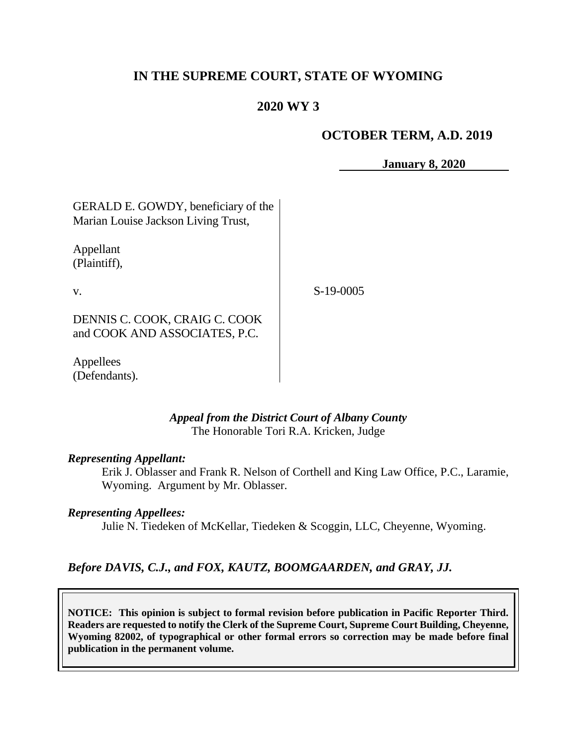# IN THE SUPREME COURT, STATE OF WYOMING

## 2020 WY 3

### OCTOBER TERM, A.D. 2019

**January 8, 2020**

| | |
|---|---|
| GERALD E. GOWDY, beneficiary of the Marian Louise Jackson Living Trust,<br><br>Appellant<br>(Plaintiff),<br><br>v.<br><br>DENNIS C. COOK, CRAIG C. COOK and COOK AND ASSOCIATES, P.C.<br><br>Appellees<br>(Defendants). | S-19-0005 |

***Appeal from the District Court of Albany County***
The Honorable Tori R.A. Kricken, Judge

***Representing Appellant:***

Erik J. Oblasser and Frank R. Nelson of Corthell and King Law Office, P.C., Laramie, Wyoming. Argument by Mr. Oblasser.

***Representing Appellees:***

Julie N. Tiedeken of McKellar, Tiedeken & Scoggin, LLC, Cheyenne, Wyoming.

***Before DAVIS, C.J., and FOX, KAUTZ, BOOMGAARDEN, and GRAY, JJ.***

**NOTICE: This opinion is subject to formal revision before publication in Pacific Reporter Third. Readers are requested to notify the Clerk of the Supreme Court, Supreme Court Building, Cheyenne, Wyoming 82002, of typographical or other formal errors so correction may be made before final publication in the permanent volume.**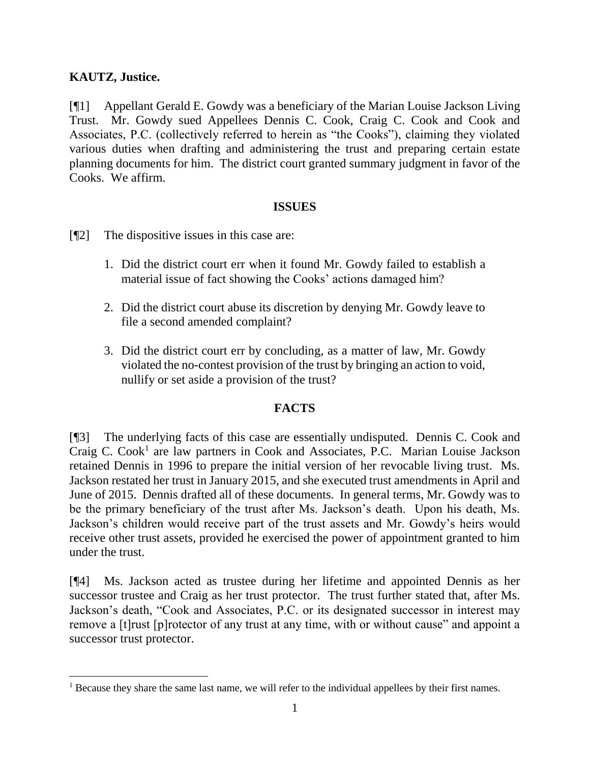**KAUTZ, Justice.**

[¶1] Appellant Gerald E. Gowdy was a beneficiary of the Marian Louise Jackson Living Trust. Mr. Gowdy sued Appellees Dennis C. Cook, Craig C. Cook and Cook and Associates, P.C. (collectively referred to herein as "the Cooks"), claiming they violated various duties when drafting and administering the trust and preparing certain estate planning documents for him. The district court granted summary judgment in favor of the Cooks. We affirm.

## ISSUES

[¶2] The dispositive issues in this case are:

1. Did the district court err when it found Mr. Gowdy failed to establish a material issue of fact showing the Cooks' actions damaged him?
2. Did the district court abuse its discretion by denying Mr. Gowdy leave to file a second amended complaint?
3. Did the district court err by concluding, as a matter of law, Mr. Gowdy violated the no-contest provision of the trust by bringing an action to void, nullify or set aside a provision of the trust?

## FACTS

[¶3] The underlying facts of this case are essentially undisputed. Dennis C. Cook and Craig C. Cook[1] are law partners in Cook and Associates, P.C. Marian Louise Jackson retained Dennis in 1996 to prepare the initial version of her revocable living trust. Ms. Jackson restated her trust in January 2015, and she executed trust amendments in April and June of 2015. Dennis drafted all of these documents. In general terms, Mr. Gowdy was to be the primary beneficiary of the trust after Ms. Jackson's death. Upon his death, Ms. Jackson's children would receive part of the trust assets and Mr. Gowdy's heirs would receive other trust assets, provided he exercised the power of appointment granted to him under the trust.

[¶4] Ms. Jackson acted as trustee during her lifetime and appointed Dennis as her successor trustee and Craig as her trust protector. The trust further stated that, after Ms. Jackson's death, "Cook and Associates, P.C. or its designated successor in interest may remove a [t]rust [p]rotector of any trust at any time, with or without cause" and appoint a successor trust protector.

[1] Because they share the same last name, we will refer to the individual appellees by their first names.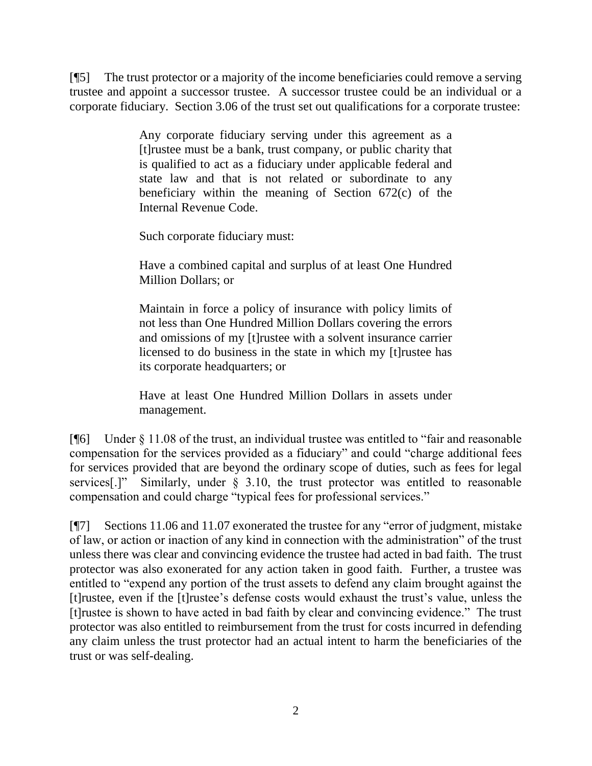[¶5] The trust protector or a majority of the income beneficiaries could remove a serving trustee and appoint a successor trustee. A successor trustee could be an individual or a corporate fiduciary. Section 3.06 of the trust set out qualifications for a corporate trustee:

> Any corporate fiduciary serving under this agreement as a [t]rustee must be a bank, trust company, or public charity that is qualified to act as a fiduciary under applicable federal and state law and that is not related or subordinate to any beneficiary within the meaning of Section 672(c) of the Internal Revenue Code.
>
> Such corporate fiduciary must:
>
> Have a combined capital and surplus of at least One Hundred Million Dollars; or
>
> Maintain in force a policy of insurance with policy limits of not less than One Hundred Million Dollars covering the errors and omissions of my [t]rustee with a solvent insurance carrier licensed to do business in the state in which my [t]rustee has its corporate headquarters; or
>
> Have at least One Hundred Million Dollars in assets under management.

[¶6] Under § 11.08 of the trust, an individual trustee was entitled to "fair and reasonable compensation for the services provided as a fiduciary" and could "charge additional fees for services provided that are beyond the ordinary scope of duties, such as fees for legal services[.]" Similarly, under § 3.10, the trust protector was entitled to reasonable compensation and could charge "typical fees for professional services."

[¶7] Sections 11.06 and 11.07 exonerated the trustee for any "error of judgment, mistake of law, or action or inaction of any kind in connection with the administration" of the trust unless there was clear and convincing evidence the trustee had acted in bad faith. The trust protector was also exonerated for any action taken in good faith. Further, a trustee was entitled to "expend any portion of the trust assets to defend any claim brought against the [t]rustee, even if the [t]rustee's defense costs would exhaust the trust's value, unless the [t]rustee is shown to have acted in bad faith by clear and convincing evidence." The trust protector was also entitled to reimbursement from the trust for costs incurred in defending any claim unless the trust protector had an actual intent to harm the beneficiaries of the trust or was self-dealing.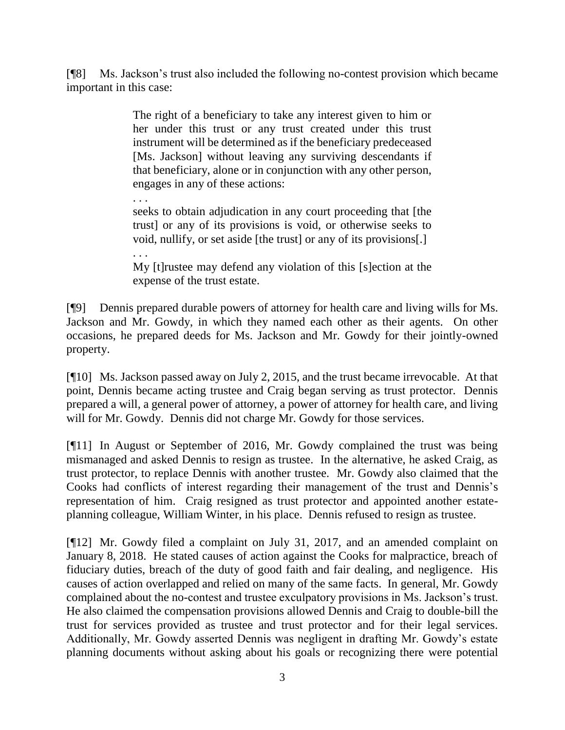[¶8] Ms. Jackson's trust also included the following no-contest provision which became important in this case:

> The right of a beneficiary to take any interest given to him or her under this trust or any trust created under this trust instrument will be determined as if the beneficiary predeceased [Ms. Jackson] without leaving any surviving descendants if that beneficiary, alone or in conjunction with any other person, engages in any of these actions:
>
> . . .
>
> seeks to obtain adjudication in any court proceeding that [the trust] or any of its provisions is void, or otherwise seeks to void, nullify, or set aside [the trust] or any of its provisions[.]
>
> . . .
>
> My [t]rustee may defend any violation of this [s]ection at the expense of the trust estate.

[¶9] Dennis prepared durable powers of attorney for health care and living wills for Ms. Jackson and Mr. Gowdy, in which they named each other as their agents. On other occasions, he prepared deeds for Ms. Jackson and Mr. Gowdy for their jointly-owned property.

[¶10] Ms. Jackson passed away on July 2, 2015, and the trust became irrevocable. At that point, Dennis became acting trustee and Craig began serving as trust protector. Dennis prepared a will, a general power of attorney, a power of attorney for health care, and living will for Mr. Gowdy. Dennis did not charge Mr. Gowdy for those services.

[¶11] In August or September of 2016, Mr. Gowdy complained the trust was being mismanaged and asked Dennis to resign as trustee. In the alternative, he asked Craig, as trust protector, to replace Dennis with another trustee. Mr. Gowdy also claimed that the Cooks had conflicts of interest regarding their management of the trust and Dennis's representation of him. Craig resigned as trust protector and appointed another estate-planning colleague, William Winter, in his place. Dennis refused to resign as trustee.

[¶12] Mr. Gowdy filed a complaint on July 31, 2017, and an amended complaint on January 8, 2018. He stated causes of action against the Cooks for malpractice, breach of fiduciary duties, breach of the duty of good faith and fair dealing, and negligence. His causes of action overlapped and relied on many of the same facts. In general, Mr. Gowdy complained about the no-contest and trustee exculpatory provisions in Ms. Jackson's trust. He also claimed the compensation provisions allowed Dennis and Craig to double-bill the trust for services provided as trustee and trust protector and for their legal services. Additionally, Mr. Gowdy asserted Dennis was negligent in drafting Mr. Gowdy's estate planning documents without asking about his goals or recognizing there were potential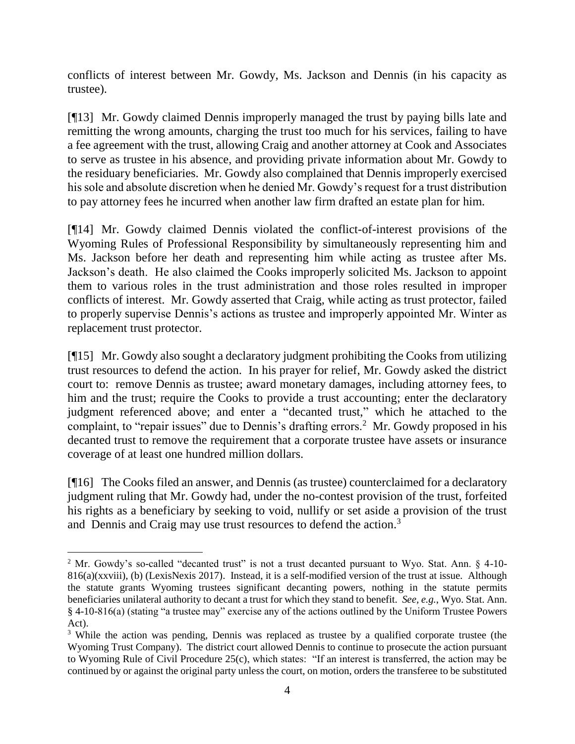conflicts of interest between Mr. Gowdy, Ms. Jackson and Dennis (in his capacity as trustee).

[¶13] Mr. Gowdy claimed Dennis improperly managed the trust by paying bills late and remitting the wrong amounts, charging the trust too much for his services, failing to have a fee agreement with the trust, allowing Craig and another attorney at Cook and Associates to serve as trustee in his absence, and providing private information about Mr. Gowdy to the residuary beneficiaries. Mr. Gowdy also complained that Dennis improperly exercised his sole and absolute discretion when he denied Mr. Gowdy's request for a trust distribution to pay attorney fees he incurred when another law firm drafted an estate plan for him.

[¶14] Mr. Gowdy claimed Dennis violated the conflict-of-interest provisions of the Wyoming Rules of Professional Responsibility by simultaneously representing him and Ms. Jackson before her death and representing him while acting as trustee after Ms. Jackson's death. He also claimed the Cooks improperly solicited Ms. Jackson to appoint them to various roles in the trust administration and those roles resulted in improper conflicts of interest. Mr. Gowdy asserted that Craig, while acting as trust protector, failed to properly supervise Dennis's actions as trustee and improperly appointed Mr. Winter as replacement trust protector.

[¶15] Mr. Gowdy also sought a declaratory judgment prohibiting the Cooks from utilizing trust resources to defend the action. In his prayer for relief, Mr. Gowdy asked the district court to: remove Dennis as trustee; award monetary damages, including attorney fees, to him and the trust; require the Cooks to provide a trust accounting; enter the declaratory judgment referenced above; and enter a "decanted trust," which he attached to the complaint, to "repair issues" due to Dennis's drafting errors.[2] Mr. Gowdy proposed in his decanted trust to remove the requirement that a corporate trustee have assets or insurance coverage of at least one hundred million dollars.

[¶16] The Cooks filed an answer, and Dennis (as trustee) counterclaimed for a declaratory judgment ruling that Mr. Gowdy had, under the no-contest provision of the trust, forfeited his rights as a beneficiary by seeking to void, nullify or set aside a provision of the trust and Dennis and Craig may use trust resources to defend the action.[3]

---

[2] Mr. Gowdy's so-called "decanted trust" is not a trust decanted pursuant to Wyo. Stat. Ann. § 4-10-816(a)(xxviii), (b) (LexisNexis 2017). Instead, it is a self-modified version of the trust at issue. Although the statute grants Wyoming trustees significant decanting powers, nothing in the statute permits beneficiaries unilateral authority to decant a trust for which they stand to benefit. *See, e.g.*, Wyo. Stat. Ann. § 4-10-816(a) (stating "a trustee may" exercise any of the actions outlined by the Uniform Trustee Powers Act).

[3] While the action was pending, Dennis was replaced as trustee by a qualified corporate trustee (the Wyoming Trust Company). The district court allowed Dennis to continue to prosecute the action pursuant to Wyoming Rule of Civil Procedure 25(c), which states: "If an interest is transferred, the action may be continued by or against the original party unless the court, on motion, orders the transferee to be substituted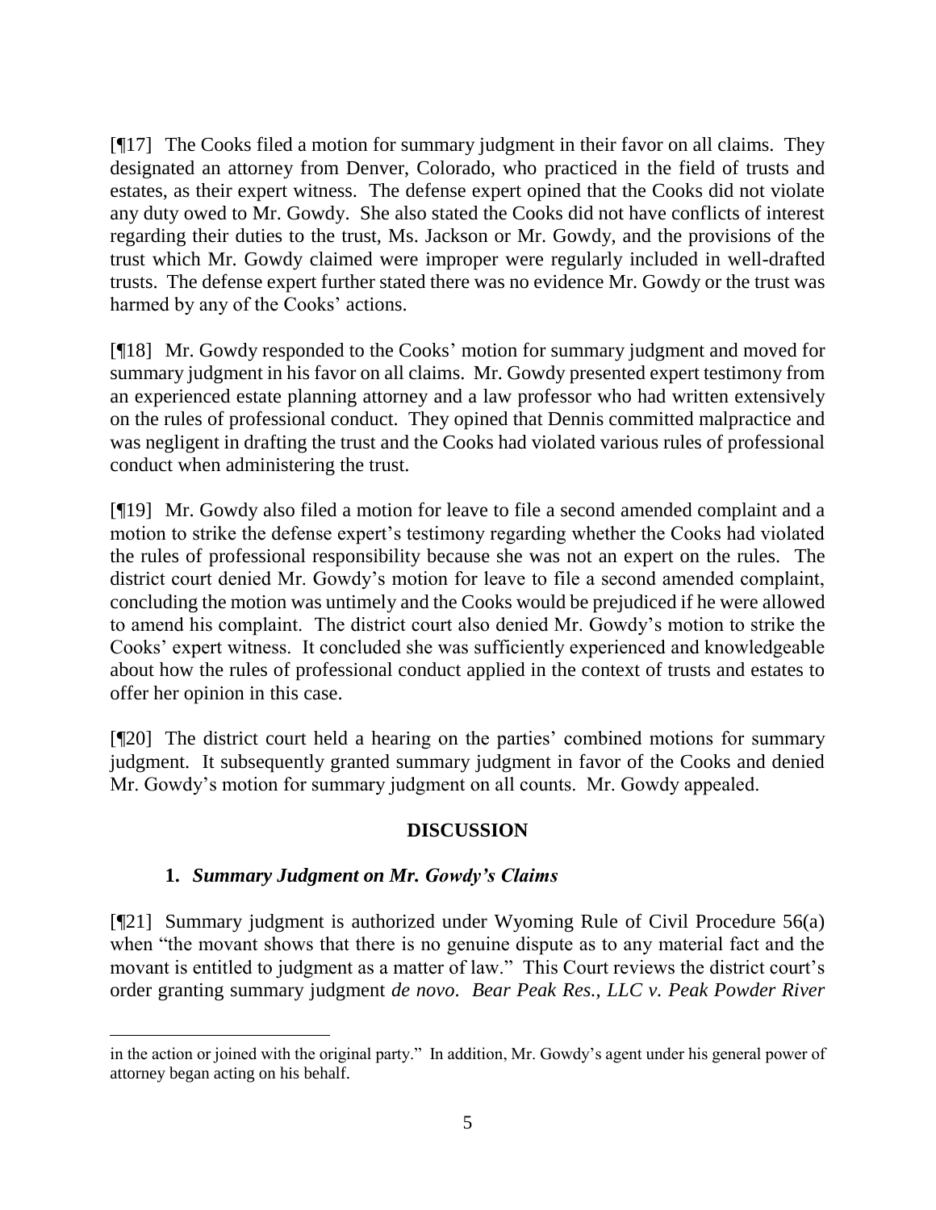[¶17] The Cooks filed a motion for summary judgment in their favor on all claims. They designated an attorney from Denver, Colorado, who practiced in the field of trusts and estates, as their expert witness. The defense expert opined that the Cooks did not violate any duty owed to Mr. Gowdy. She also stated the Cooks did not have conflicts of interest regarding their duties to the trust, Ms. Jackson or Mr. Gowdy, and the provisions of the trust which Mr. Gowdy claimed were improper were regularly included in well-drafted trusts. The defense expert further stated there was no evidence Mr. Gowdy or the trust was harmed by any of the Cooks' actions.

[¶18] Mr. Gowdy responded to the Cooks' motion for summary judgment and moved for summary judgment in his favor on all claims. Mr. Gowdy presented expert testimony from an experienced estate planning attorney and a law professor who had written extensively on the rules of professional conduct. They opined that Dennis committed malpractice and was negligent in drafting the trust and the Cooks had violated various rules of professional conduct when administering the trust.

[¶19] Mr. Gowdy also filed a motion for leave to file a second amended complaint and a motion to strike the defense expert's testimony regarding whether the Cooks had violated the rules of professional responsibility because she was not an expert on the rules. The district court denied Mr. Gowdy's motion for leave to file a second amended complaint, concluding the motion was untimely and the Cooks would be prejudiced if he were allowed to amend his complaint. The district court also denied Mr. Gowdy's motion to strike the Cooks' expert witness. It concluded she was sufficiently experienced and knowledgeable about how the rules of professional conduct applied in the context of trusts and estates to offer her opinion in this case.

[¶20] The district court held a hearing on the parties' combined motions for summary judgment. It subsequently granted summary judgment in favor of the Cooks and denied Mr. Gowdy's motion for summary judgment on all counts. Mr. Gowdy appealed.

## DISCUSSION

### 1. *Summary Judgment on Mr. Gowdy's Claims*

[¶21] Summary judgment is authorized under Wyoming Rule of Civil Procedure 56(a) when "the movant shows that there is no genuine dispute as to any material fact and the movant is entitled to judgment as a matter of law." This Court reviews the district court's order granting summary judgment *de novo*. *Bear Peak Res., LLC v. Peak Powder River*

in the action or joined with the original party." In addition, Mr. Gowdy's agent under his general power of attorney began acting on his behalf.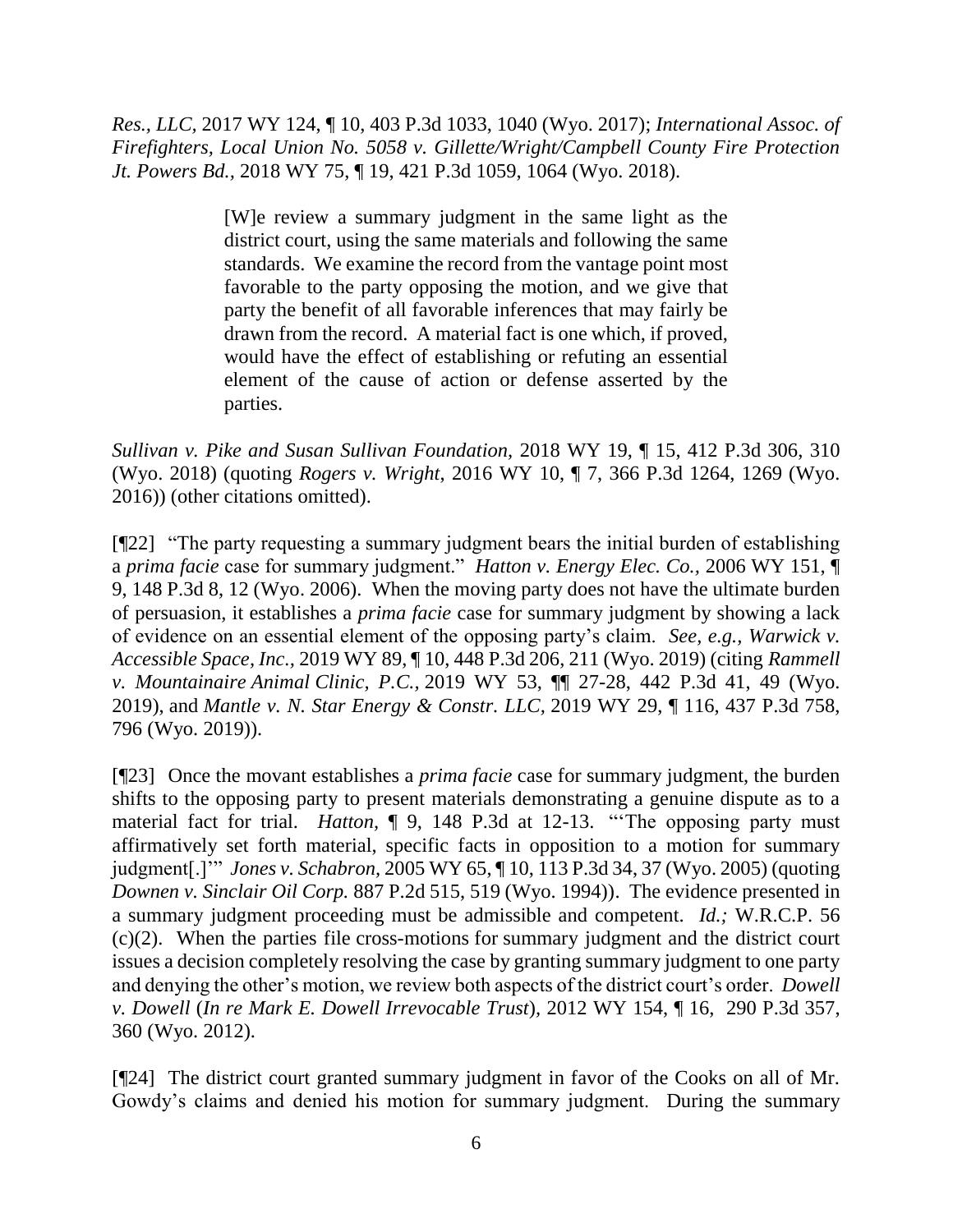*Res., LLC*, 2017 WY 124, ¶ 10, 403 P.3d 1033, 1040 (Wyo. 2017); *International Assoc. of Firefighters, Local Union No. 5058 v. Gillette/Wright/Campbell County Fire Protection Jt. Powers Bd.*, 2018 WY 75, ¶ 19, 421 P.3d 1059, 1064 (Wyo. 2018).

> [W]e review a summary judgment in the same light as the district court, using the same materials and following the same standards. We examine the record from the vantage point most favorable to the party opposing the motion, and we give that party the benefit of all favorable inferences that may fairly be drawn from the record. A material fact is one which, if proved, would have the effect of establishing or refuting an essential element of the cause of action or defense asserted by the parties.

*Sullivan v. Pike and Susan Sullivan Foundation*, 2018 WY 19, ¶ 15, 412 P.3d 306, 310 (Wyo. 2018) (quoting *Rogers v. Wright*, 2016 WY 10, ¶ 7, 366 P.3d 1264, 1269 (Wyo. 2016)) (other citations omitted).

[¶22] "The party requesting a summary judgment bears the initial burden of establishing a *prima facie* case for summary judgment." *Hatton v. Energy Elec. Co.*, 2006 WY 151, ¶ 9, 148 P.3d 8, 12 (Wyo. 2006). When the moving party does not have the ultimate burden of persuasion, it establishes a *prima facie* case for summary judgment by showing a lack of evidence on an essential element of the opposing party's claim. *See, e.g.*, *Warwick v. Accessible Space, Inc.*, 2019 WY 89, ¶ 10, 448 P.3d 206, 211 (Wyo. 2019) (citing *Rammell v. Mountainaire Animal Clinic, P.C.*, 2019 WY 53, ¶¶ 27-28, 442 P.3d 41, 49 (Wyo. 2019), and *Mantle v. N. Star Energy & Constr. LLC*, 2019 WY 29, ¶ 116, 437 P.3d 758, 796 (Wyo. 2019)).

[¶23] Once the movant establishes a *prima facie* case for summary judgment, the burden shifts to the opposing party to present materials demonstrating a genuine dispute as to a material fact for trial. *Hatton*, ¶ 9, 148 P.3d at 12-13. "'The opposing party must affirmatively set forth material, specific facts in opposition to a motion for summary judgment[.]'" *Jones v. Schabron*, 2005 WY 65, ¶ 10, 113 P.3d 34, 37 (Wyo. 2005) (quoting *Downen v. Sinclair Oil Corp.* 887 P.2d 515, 519 (Wyo. 1994)). The evidence presented in a summary judgment proceeding must be admissible and competent. *Id.;* W.R.C.P. 56 (c)(2). When the parties file cross-motions for summary judgment and the district court issues a decision completely resolving the case by granting summary judgment to one party and denying the other's motion, we review both aspects of the district court's order. *Dowell v. Dowell* (*In re Mark E. Dowell Irrevocable Trust*), 2012 WY 154, ¶ 16, 290 P.3d 357, 360 (Wyo. 2012).

[¶24] The district court granted summary judgment in favor of the Cooks on all of Mr. Gowdy's claims and denied his motion for summary judgment. During the summary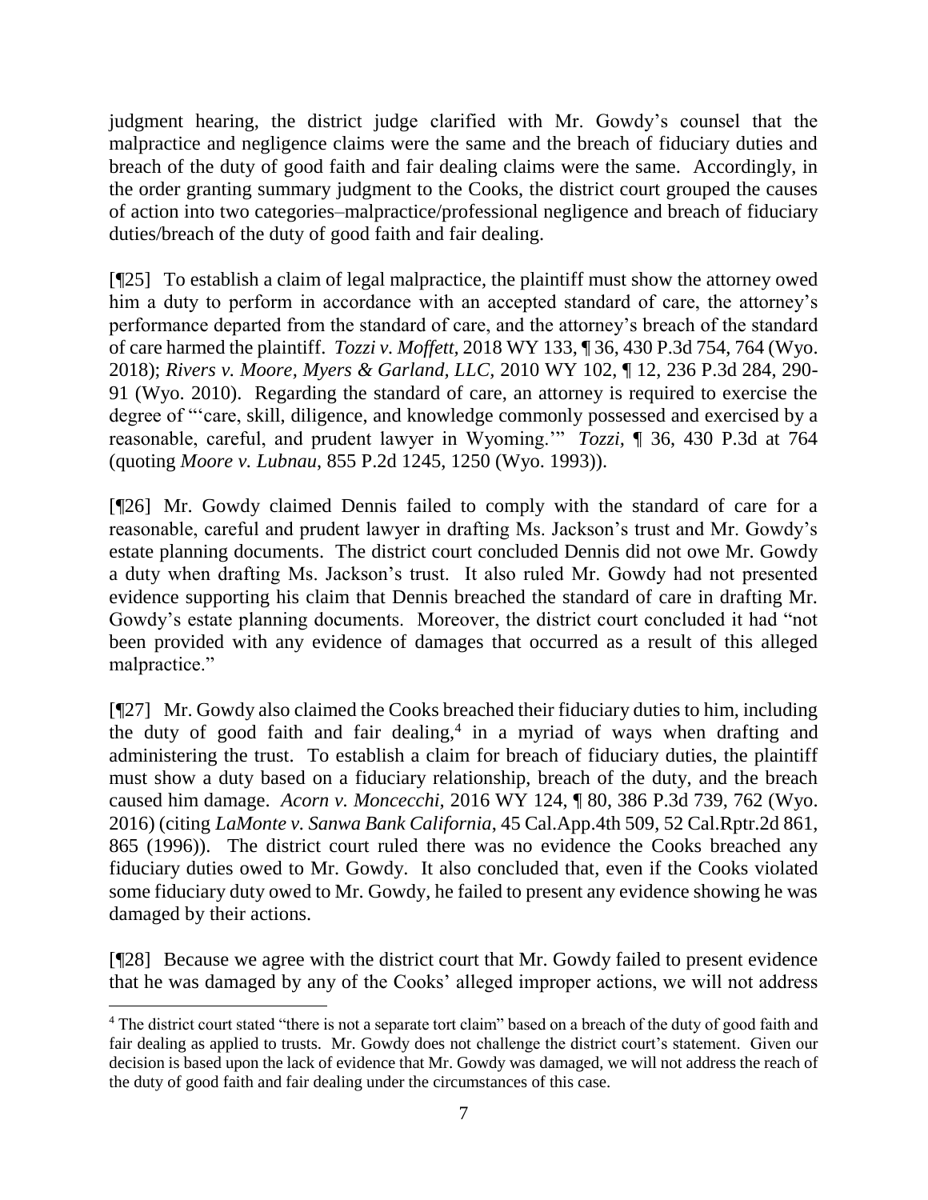judgment hearing, the district judge clarified with Mr. Gowdy's counsel that the malpractice and negligence claims were the same and the breach of fiduciary duties and breach of the duty of good faith and fair dealing claims were the same. Accordingly, in the order granting summary judgment to the Cooks, the district court grouped the causes of action into two categories–malpractice/professional negligence and breach of fiduciary duties/breach of the duty of good faith and fair dealing.

[¶25] To establish a claim of legal malpractice, the plaintiff must show the attorney owed him a duty to perform in accordance with an accepted standard of care, the attorney's performance departed from the standard of care, and the attorney's breach of the standard of care harmed the plaintiff. *Tozzi v. Moffett*, 2018 WY 133, ¶ 36, 430 P.3d 754, 764 (Wyo. 2018); *Rivers v. Moore, Myers & Garland, LLC,* 2010 WY 102, ¶ 12, 236 P.3d 284, 290-91 (Wyo. 2010). Regarding the standard of care, an attorney is required to exercise the degree of "'care, skill, diligence, and knowledge commonly possessed and exercised by a reasonable, careful, and prudent lawyer in Wyoming.'" *Tozzi,* ¶ 36, 430 P.3d at 764 (quoting *Moore v. Lubnau*, 855 P.2d 1245, 1250 (Wyo. 1993)).

[¶26] Mr. Gowdy claimed Dennis failed to comply with the standard of care for a reasonable, careful and prudent lawyer in drafting Ms. Jackson's trust and Mr. Gowdy's estate planning documents. The district court concluded Dennis did not owe Mr. Gowdy a duty when drafting Ms. Jackson's trust. It also ruled Mr. Gowdy had not presented evidence supporting his claim that Dennis breached the standard of care in drafting Mr. Gowdy's estate planning documents. Moreover, the district court concluded it had "not been provided with any evidence of damages that occurred as a result of this alleged malpractice."

[¶27] Mr. Gowdy also claimed the Cooks breached their fiduciary duties to him, including the duty of good faith and fair dealing,[4] in a myriad of ways when drafting and administering the trust. To establish a claim for breach of fiduciary duties, the plaintiff must show a duty based on a fiduciary relationship, breach of the duty, and the breach caused him damage. *Acorn v. Moncecchi,* 2016 WY 124, ¶ 80, 386 P.3d 739, 762 (Wyo. 2016) (citing *LaMonte v. Sanwa Bank California*, 45 Cal.App.4th 509, 52 Cal.Rptr.2d 861, 865 (1996)). The district court ruled there was no evidence the Cooks breached any fiduciary duties owed to Mr. Gowdy. It also concluded that, even if the Cooks violated some fiduciary duty owed to Mr. Gowdy, he failed to present any evidence showing he was damaged by their actions.

[¶28] Because we agree with the district court that Mr. Gowdy failed to present evidence that he was damaged by any of the Cooks' alleged improper actions, we will not address

---

[4] The district court stated "there is not a separate tort claim" based on a breach of the duty of good faith and fair dealing as applied to trusts. Mr. Gowdy does not challenge the district court's statement. Given our decision is based upon the lack of evidence that Mr. Gowdy was damaged, we will not address the reach of the duty of good faith and fair dealing under the circumstances of this case.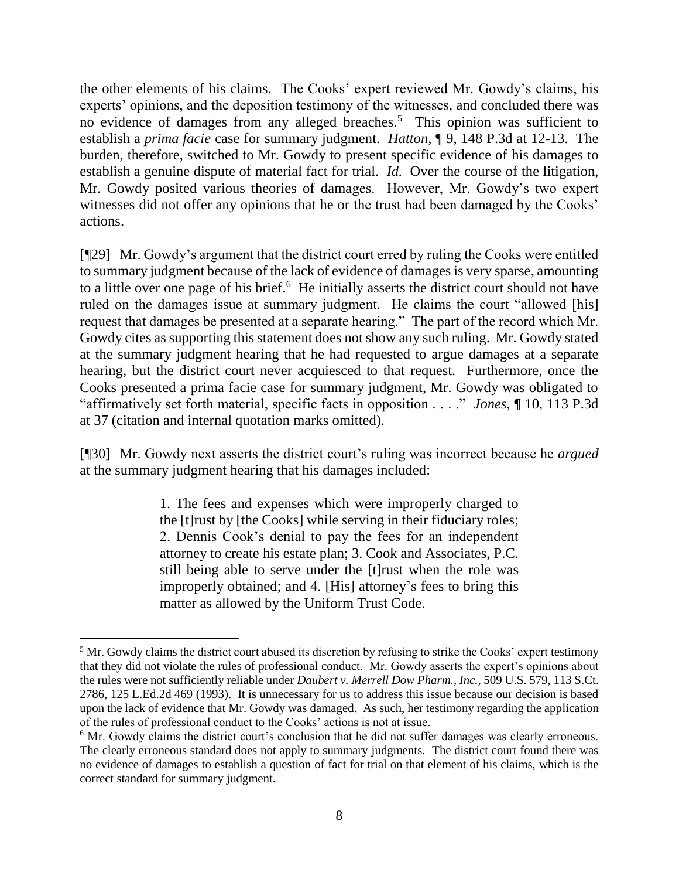the other elements of his claims. The Cooks' expert reviewed Mr. Gowdy's claims, his experts' opinions, and the deposition testimony of the witnesses, and concluded there was no evidence of damages from any alleged breaches.[5] This opinion was sufficient to establish a *prima facie* case for summary judgment. *Hatton,* ¶ 9, 148 P.3d at 12-13. The burden, therefore, switched to Mr. Gowdy to present specific evidence of his damages to establish a genuine dispute of material fact for trial. *Id.* Over the course of the litigation, Mr. Gowdy posited various theories of damages. However, Mr. Gowdy's two expert witnesses did not offer any opinions that he or the trust had been damaged by the Cooks' actions.

[¶29] Mr. Gowdy's argument that the district court erred by ruling the Cooks were entitled to summary judgment because of the lack of evidence of damages is very sparse, amounting to a little over one page of his brief.[6] He initially asserts the district court should not have ruled on the damages issue at summary judgment. He claims the court "allowed [his] request that damages be presented at a separate hearing." The part of the record which Mr. Gowdy cites as supporting this statement does not show any such ruling. Mr. Gowdy stated at the summary judgment hearing that he had requested to argue damages at a separate hearing, but the district court never acquiesced to that request. Furthermore, once the Cooks presented a prima facie case for summary judgment, Mr. Gowdy was obligated to "affirmatively set forth material, specific facts in opposition . . . ." *Jones,* ¶ 10, 113 P.3d at 37 (citation and internal quotation marks omitted).

[¶30] Mr. Gowdy next asserts the district court's ruling was incorrect because he *argued* at the summary judgment hearing that his damages included:

> 1. The fees and expenses which were improperly charged to the [t]rust by [the Cooks] while serving in their fiduciary roles; 2. Dennis Cook's denial to pay the fees for an independent attorney to create his estate plan; 3. Cook and Associates, P.C. still being able to serve under the [t]rust when the role was improperly obtained; and 4. [His] attorney's fees to bring this matter as allowed by the Uniform Trust Code.

---

[5] Mr. Gowdy claims the district court abused its discretion by refusing to strike the Cooks' expert testimony that they did not violate the rules of professional conduct. Mr. Gowdy asserts the expert's opinions about the rules were not sufficiently reliable under *Daubert v. Merrell Dow Pharm., Inc.,* 509 U.S. 579, 113 S.Ct. 2786, 125 L.Ed.2d 469 (1993). It is unnecessary for us to address this issue because our decision is based upon the lack of evidence that Mr. Gowdy was damaged. As such, her testimony regarding the application of the rules of professional conduct to the Cooks' actions is not at issue.

[6] Mr. Gowdy claims the district court's conclusion that he did not suffer damages was clearly erroneous. The clearly erroneous standard does not apply to summary judgments. The district court found there was no evidence of damages to establish a question of fact for trial on that element of his claims, which is the correct standard for summary judgment.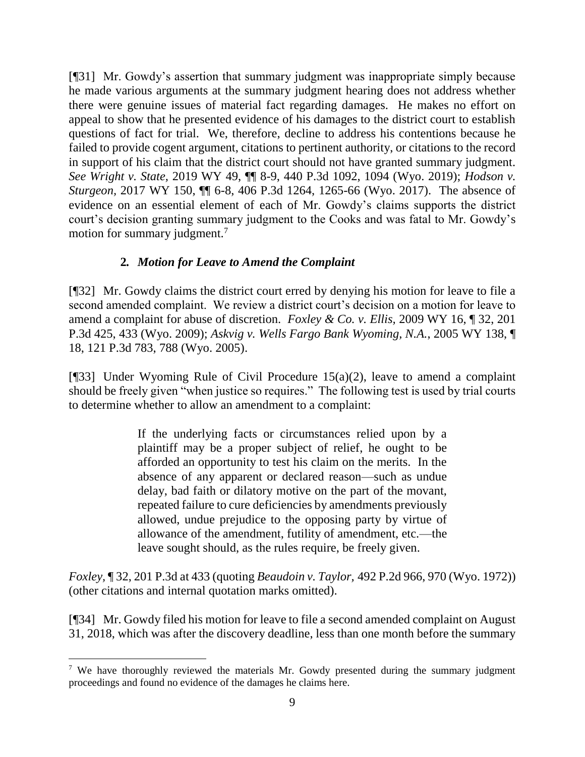[¶31] Mr. Gowdy's assertion that summary judgment was inappropriate simply because he made various arguments at the summary judgment hearing does not address whether there were genuine issues of material fact regarding damages. He makes no effort on appeal to show that he presented evidence of his damages to the district court to establish questions of fact for trial. We, therefore, decline to address his contentions because he failed to provide cogent argument, citations to pertinent authority, or citations to the record in support of his claim that the district court should not have granted summary judgment. *See Wright v. State*, 2019 WY 49, ¶¶ 8-9, 440 P.3d 1092, 1094 (Wyo. 2019); *Hodson v. Sturgeon*, 2017 WY 150, ¶¶ 6-8, 406 P.3d 1264, 1265-66 (Wyo. 2017). The absence of evidence on an essential element of each of Mr. Gowdy's claims supports the district court's decision granting summary judgment to the Cooks and was fatal to Mr. Gowdy's motion for summary judgment.[7]

### **2.** ***Motion for Leave to Amend the Complaint***

[¶32] Mr. Gowdy claims the district court erred by denying his motion for leave to file a second amended complaint. We review a district court's decision on a motion for leave to amend a complaint for abuse of discretion. *Foxley & Co. v. Ellis*, 2009 WY 16, ¶ 32, 201 P.3d 425, 433 (Wyo. 2009); *Askvig v. Wells Fargo Bank Wyoming, N.A.*, 2005 WY 138, ¶ 18, 121 P.3d 783, 788 (Wyo. 2005).

[¶33] Under Wyoming Rule of Civil Procedure 15(a)(2), leave to amend a complaint should be freely given "when justice so requires." The following test is used by trial courts to determine whether to allow an amendment to a complaint:

> If the underlying facts or circumstances relied upon by a plaintiff may be a proper subject of relief, he ought to be afforded an opportunity to test his claim on the merits. In the absence of any apparent or declared reason—such as undue delay, bad faith or dilatory motive on the part of the movant, repeated failure to cure deficiencies by amendments previously allowed, undue prejudice to the opposing party by virtue of allowance of the amendment, futility of amendment, etc.—the leave sought should, as the rules require, be freely given.

*Foxley*, ¶ 32, 201 P.3d at 433 (quoting *Beaudoin v. Taylor*, 492 P.2d 966, 970 (Wyo. 1972)) (other citations and internal quotation marks omitted).

[¶34] Mr. Gowdy filed his motion for leave to file a second amended complaint on August 31, 2018, which was after the discovery deadline, less than one month before the summary

---

[7] We have thoroughly reviewed the materials Mr. Gowdy presented during the summary judgment proceedings and found no evidence of the damages he claims here.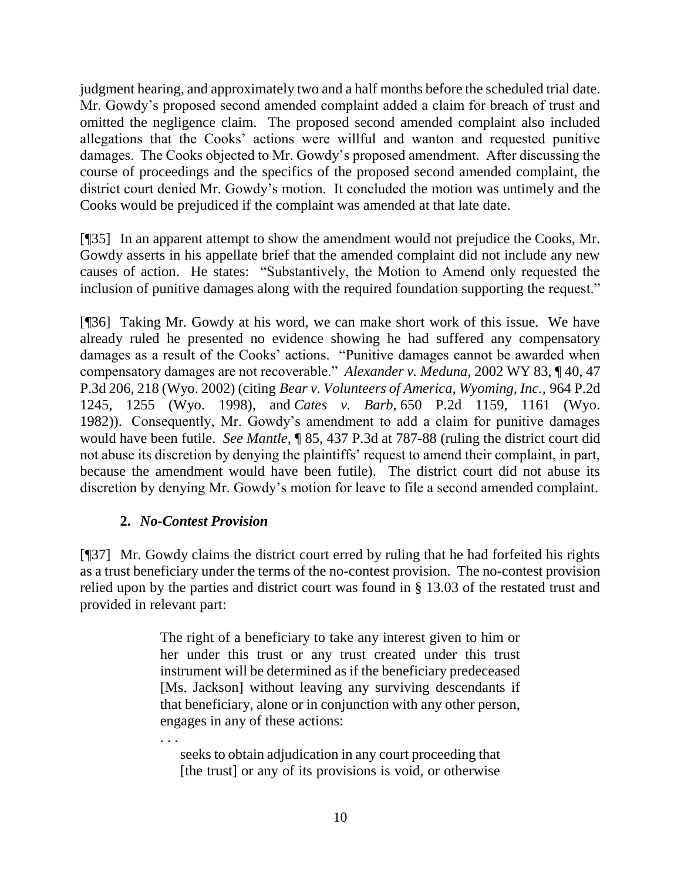judgment hearing, and approximately two and a half months before the scheduled trial date. Mr. Gowdy's proposed second amended complaint added a claim for breach of trust and omitted the negligence claim. The proposed second amended complaint also included allegations that the Cooks' actions were willful and wanton and requested punitive damages. The Cooks objected to Mr. Gowdy's proposed amendment. After discussing the course of proceedings and the specifics of the proposed second amended complaint, the district court denied Mr. Gowdy's motion. It concluded the motion was untimely and the Cooks would be prejudiced if the complaint was amended at that late date.

[¶35] In an apparent attempt to show the amendment would not prejudice the Cooks, Mr. Gowdy asserts in his appellate brief that the amended complaint did not include any new causes of action. He states: "Substantively, the Motion to Amend only requested the inclusion of punitive damages along with the required foundation supporting the request."

[¶36] Taking Mr. Gowdy at his word, we can make short work of this issue. We have already ruled he presented no evidence showing he had suffered any compensatory damages as a result of the Cooks' actions. "Punitive damages cannot be awarded when compensatory damages are not recoverable." *Alexander v. Meduna,* 2002 WY 83, ¶ 40, 47 P.3d 206, 218 (Wyo. 2002) (citing *Bear v. Volunteers of America, Wyoming, Inc.,* 964 P.2d 1245, 1255 (Wyo. 1998), and *Cates v. Barb,* 650 P.2d 1159, 1161 (Wyo. 1982)). Consequently, Mr. Gowdy's amendment to add a claim for punitive damages would have been futile. *See Mantle*, ¶ 85, 437 P.3d at 787-88 (ruling the district court did not abuse its discretion by denying the plaintiffs' request to amend their complaint, in part, because the amendment would have been futile). The district court did not abuse its discretion by denying Mr. Gowdy's motion for leave to file a second amended complaint.

### 2. *No-Contest Provision*

[¶37] Mr. Gowdy claims the district court erred by ruling that he had forfeited his rights as a trust beneficiary under the terms of the no-contest provision. The no-contest provision relied upon by the parties and district court was found in § 13.03 of the restated trust and provided in relevant part:

> The right of a beneficiary to take any interest given to him or her under this trust or any trust created under this trust instrument will be determined as if the beneficiary predeceased [Ms. Jackson] without leaving any surviving descendants if that beneficiary, alone or in conjunction with any other person, engages in any of these actions:
>
> . . .
>
> seeks to obtain adjudication in any court proceeding that [the trust] or any of its provisions is void, or otherwise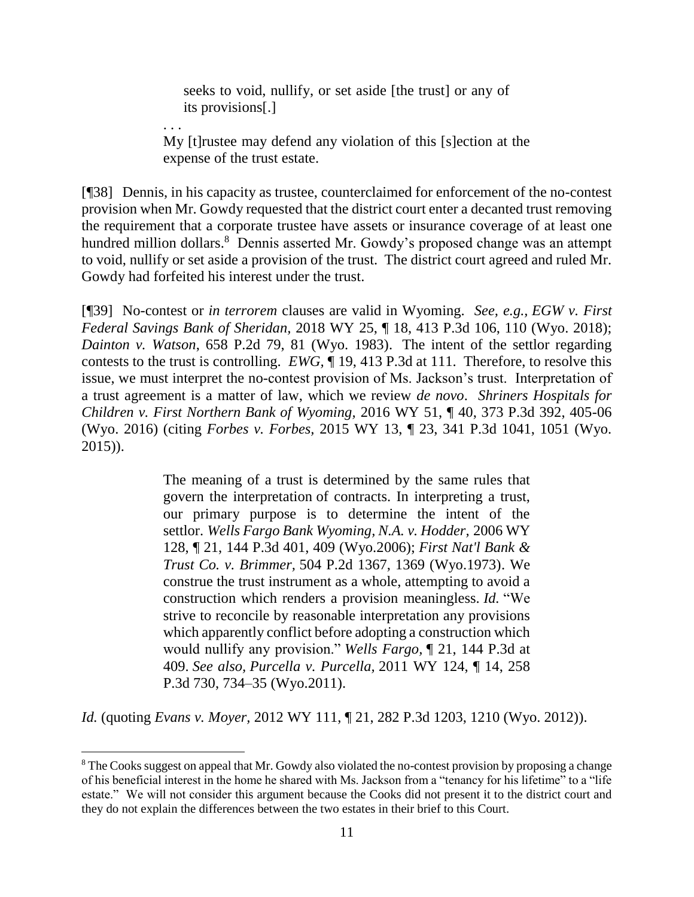> seeks to void, nullify, or set aside [the trust] or any of its provisions[.]
>
> . . .
>
> My [t]rustee may defend any violation of this [s]ection at the expense of the trust estate.

[¶38] Dennis, in his capacity as trustee, counterclaimed for enforcement of the no-contest provision when Mr. Gowdy requested that the district court enter a decanted trust removing the requirement that a corporate trustee have assets or insurance coverage of at least one hundred million dollars.[8] Dennis asserted Mr. Gowdy's proposed change was an attempt to void, nullify or set aside a provision of the trust. The district court agreed and ruled Mr. Gowdy had forfeited his interest under the trust.

[¶39] No-contest or *in terrorem* clauses are valid in Wyoming. *See, e.g., EGW v. First Federal Savings Bank of Sheridan*, 2018 WY 25, ¶ 18, 413 P.3d 106, 110 (Wyo. 2018); *Dainton v. Watson*, 658 P.2d 79, 81 (Wyo. 1983). The intent of the settlor regarding contests to the trust is controlling. *EWG,* ¶ 19, 413 P.3d at 111. Therefore, to resolve this issue, we must interpret the no-contest provision of Ms. Jackson's trust. Interpretation of a trust agreement is a matter of law, which we review *de novo*. *Shriners Hospitals for Children v. First Northern Bank of Wyoming,* 2016 WY 51, ¶ 40, 373 P.3d 392, 405-06 (Wyo. 2016) (citing *Forbes v. Forbes*, 2015 WY 13, ¶ 23, 341 P.3d 1041, 1051 (Wyo. 2015)).

> The meaning of a trust is determined by the same rules that govern the interpretation of contracts. In interpreting a trust, our primary purpose is to determine the intent of the settlor. *Wells Fargo Bank Wyoming, N.A. v. Hodder,* 2006 WY 128, ¶ 21, 144 P.3d 401, 409 (Wyo.2006); *First Nat'l Bank & Trust Co. v. Brimmer,* 504 P.2d 1367, 1369 (Wyo.1973). We construe the trust instrument as a whole, attempting to avoid a construction which renders a provision meaningless. *Id.* "We strive to reconcile by reasonable interpretation any provisions which apparently conflict before adopting a construction which would nullify any provision." *Wells Fargo,* ¶ 21, 144 P.3d at 409. *See also, Purcella v. Purcella,* 2011 WY 124, ¶ 14, 258 P.3d 730, 734–35 (Wyo.2011).

*Id.* (quoting *Evans v. Moyer,* 2012 WY 111, ¶ 21, 282 P.3d 1203, 1210 (Wyo. 2012)).

---

[8] The Cooks suggest on appeal that Mr. Gowdy also violated the no-contest provision by proposing a change of his beneficial interest in the home he shared with Ms. Jackson from a "tenancy for his lifetime" to a "life estate." We will not consider this argument because the Cooks did not present it to the district court and they do not explain the differences between the two estates in their brief to this Court.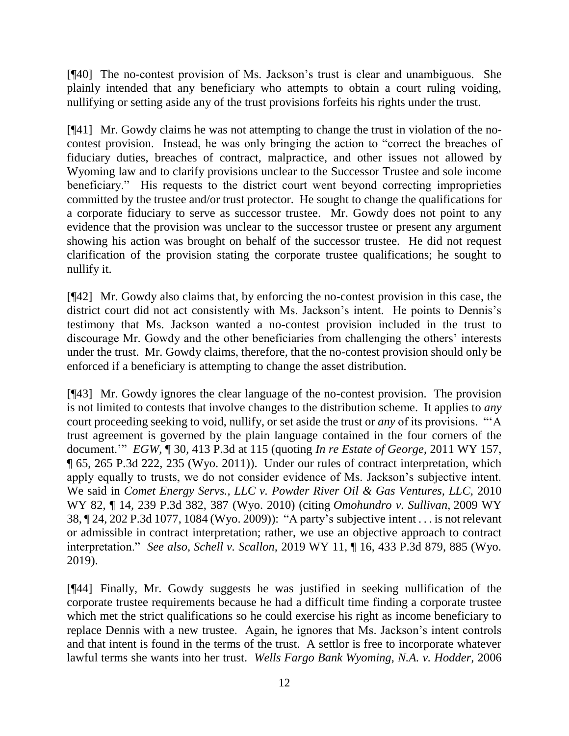[¶40] The no-contest provision of Ms. Jackson's trust is clear and unambiguous. She plainly intended that any beneficiary who attempts to obtain a court ruling voiding, nullifying or setting aside any of the trust provisions forfeits his rights under the trust.

[¶41] Mr. Gowdy claims he was not attempting to change the trust in violation of the no-contest provision. Instead, he was only bringing the action to "correct the breaches of fiduciary duties, breaches of contract, malpractice, and other issues not allowed by Wyoming law and to clarify provisions unclear to the Successor Trustee and sole income beneficiary." His requests to the district court went beyond correcting improprieties committed by the trustee and/or trust protector. He sought to change the qualifications for a corporate fiduciary to serve as successor trustee. Mr. Gowdy does not point to any evidence that the provision was unclear to the successor trustee or present any argument showing his action was brought on behalf of the successor trustee. He did not request clarification of the provision stating the corporate trustee qualifications; he sought to nullify it.

[¶42] Mr. Gowdy also claims that, by enforcing the no-contest provision in this case, the district court did not act consistently with Ms. Jackson's intent. He points to Dennis's testimony that Ms. Jackson wanted a no-contest provision included in the trust to discourage Mr. Gowdy and the other beneficiaries from challenging the others' interests under the trust. Mr. Gowdy claims, therefore, that the no-contest provision should only be enforced if a beneficiary is attempting to change the asset distribution.

[¶43] Mr. Gowdy ignores the clear language of the no-contest provision. The provision is not limited to contests that involve changes to the distribution scheme. It applies to *any* court proceeding seeking to void, nullify, or set aside the trust or *any* of its provisions. "'A trust agreement is governed by the plain language contained in the four corners of the document.'" *EGW*, ¶ 30, 413 P.3d at 115 (quoting *In re Estate of George*, 2011 WY 157, ¶ 65, 265 P.3d 222, 235 (Wyo. 2011)). Under our rules of contract interpretation, which apply equally to trusts, we do not consider evidence of Ms. Jackson's subjective intent. We said in *Comet Energy Servs., LLC v. Powder River Oil & Gas Ventures, LLC*, 2010 WY 82, ¶ 14, 239 P.3d 382, 387 (Wyo. 2010) (citing *Omohundro v. Sullivan*, 2009 WY 38, ¶ 24, 202 P.3d 1077, 1084 (Wyo. 2009)): "A party's subjective intent . . . is not relevant or admissible in contract interpretation; rather, we use an objective approach to contract interpretation." *See also, Schell v. Scallon*, 2019 WY 11, ¶ 16, 433 P.3d 879, 885 (Wyo. 2019).

[¶44] Finally, Mr. Gowdy suggests he was justified in seeking nullification of the corporate trustee requirements because he had a difficult time finding a corporate trustee which met the strict qualifications so he could exercise his right as income beneficiary to replace Dennis with a new trustee. Again, he ignores that Ms. Jackson's intent controls and that intent is found in the terms of the trust. A settlor is free to incorporate whatever lawful terms she wants into her trust. *Wells Fargo Bank Wyoming, N.A. v. Hodder*, 2006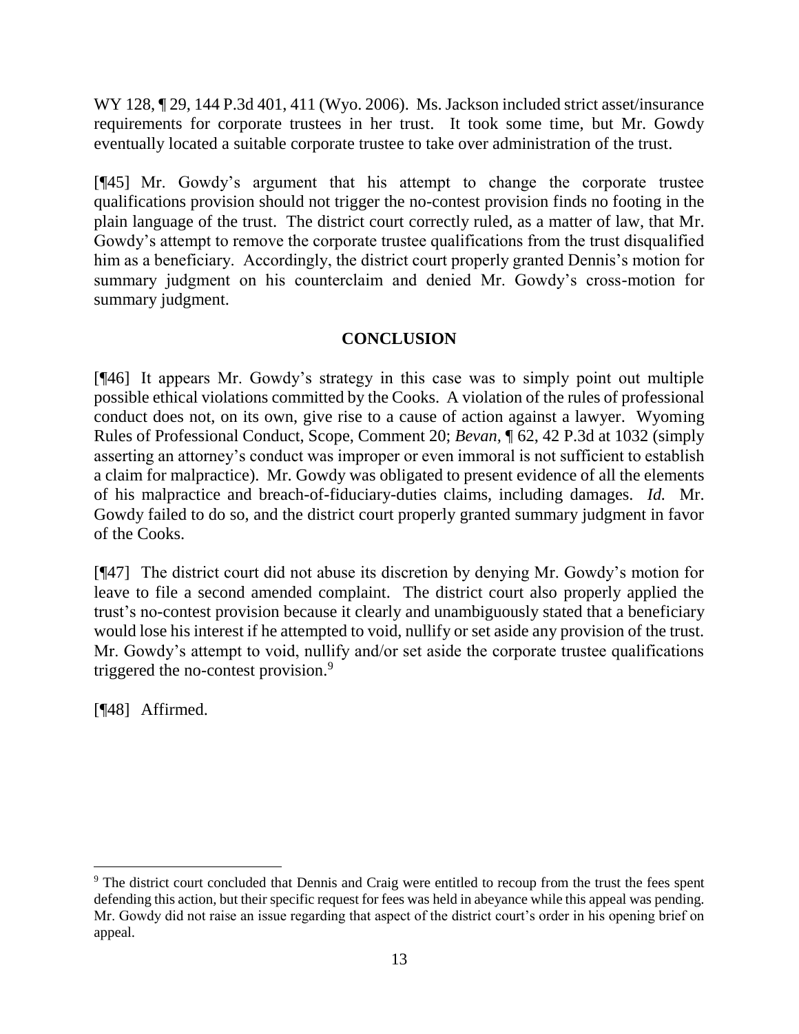WY 128, ¶ 29, 144 P.3d 401, 411 (Wyo. 2006). Ms. Jackson included strict asset/insurance requirements for corporate trustees in her trust. It took some time, but Mr. Gowdy eventually located a suitable corporate trustee to take over administration of the trust.

[¶45] Mr. Gowdy's argument that his attempt to change the corporate trustee qualifications provision should not trigger the no-contest provision finds no footing in the plain language of the trust. The district court correctly ruled, as a matter of law, that Mr. Gowdy's attempt to remove the corporate trustee qualifications from the trust disqualified him as a beneficiary. Accordingly, the district court properly granted Dennis's motion for summary judgment on his counterclaim and denied Mr. Gowdy's cross-motion for summary judgment.

## CONCLUSION

[¶46] It appears Mr. Gowdy's strategy in this case was to simply point out multiple possible ethical violations committed by the Cooks. A violation of the rules of professional conduct does not, on its own, give rise to a cause of action against a lawyer. Wyoming Rules of Professional Conduct, Scope, Comment 20; *Bevan*, ¶ 62, 42 P.3d at 1032 (simply asserting an attorney's conduct was improper or even immoral is not sufficient to establish a claim for malpractice). Mr. Gowdy was obligated to present evidence of all the elements of his malpractice and breach-of-fiduciary-duties claims, including damages. *Id.* Mr. Gowdy failed to do so, and the district court properly granted summary judgment in favor of the Cooks.

[¶47] The district court did not abuse its discretion by denying Mr. Gowdy's motion for leave to file a second amended complaint. The district court also properly applied the trust's no-contest provision because it clearly and unambiguously stated that a beneficiary would lose his interest if he attempted to void, nullify or set aside any provision of the trust. Mr. Gowdy's attempt to void, nullify and/or set aside the corporate trustee qualifications triggered the no-contest provision.[9]

[¶48] Affirmed.

---

[9] The district court concluded that Dennis and Craig were entitled to recoup from the trust the fees spent defending this action, but their specific request for fees was held in abeyance while this appeal was pending. Mr. Gowdy did not raise an issue regarding that aspect of the district court's order in his opening brief on appeal.